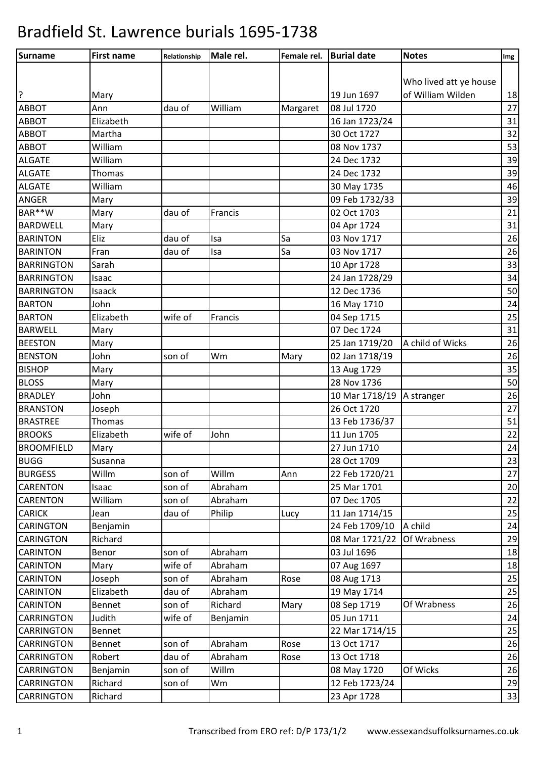# Bradfield St. Lawrence burials 1695-1738

| Surname | First name | Relationship | Male rel. | Female rel. | Burial date | Notes | Img |
|---|---|---|---|---|---|---|---|
| ? | Mary | | | | 19 Jun 1697 | Who lived att ye house of William Wilden | 18 |
| ABBOT | Ann | dau of | William | Margaret | 08 Jul 1720 | | 27 |
| ABBOT | Elizabeth | | | | 16 Jan 1723/24 | | 31 |
| ABBOT | Martha | | | | 30 Oct 1727 | | 32 |
| ABBOT | William | | | | 08 Nov 1737 | | 53 |
| ALGATE | William | | | | 24 Dec 1732 | | 39 |
| ALGATE | Thomas | | | | 24 Dec 1732 | | 39 |
| ALGATE | William | | | | 30 May 1735 | | 46 |
| ANGER | Mary | | | | 09 Feb 1732/33 | | 39 |
| BAR**W | Mary | dau of | Francis | | 02 Oct 1703 | | 21 |
| BARDWELL | Mary | | | | 04 Apr 1724 | | 31 |
| BARINTON | Eliz | dau of | Isa | Sa | 03 Nov 1717 | | 26 |
| BARINTON | Fran | dau of | Isa | Sa | 03 Nov 1717 | | 26 |
| BARRINGTON | Sarah | | | | 10 Apr 1728 | | 33 |
| BARRINGTON | Isaac | | | | 24 Jan 1728/29 | | 34 |
| BARRINGTON | Isaack | | | | 12 Dec 1736 | | 50 |
| BARTON | John | | | | 16 May 1710 | | 24 |
| BARTON | Elizabeth | wife of | Francis | | 04 Sep 1715 | | 25 |
| BARWELL | Mary | | | | 07 Dec 1724 | | 31 |
| BEESTON | Mary | | | | 25 Jan 1719/20 | A child of Wicks | 26 |
| BENSTON | John | son of | Wm | Mary | 02 Jan 1718/19 | | 26 |
| BISHOP | Mary | | | | 13 Aug 1729 | | 35 |
| BLOSS | Mary | | | | 28 Nov 1736 | | 50 |
| BRADLEY | John | | | | 10 Mar 1718/19 | A stranger | 26 |
| BRANSTON | Joseph | | | | 26 Oct 1720 | | 27 |
| BRASTREE | Thomas | | | | 13 Feb 1736/37 | | 51 |
| BROOKS | Elizabeth | wife of | John | | 11 Jun 1705 | | 22 |
| BROOMFIELD | Mary | | | | 27 Jun 1710 | | 24 |
| BUGG | Susanna | | | | 28 Oct 1709 | | 23 |
| BURGESS | Willm | son of | Willm | Ann | 22 Feb 1720/21 | | 27 |
| CARENTON | Isaac | son of | Abraham | | 25 Mar 1701 | | 20 |
| CARENTON | William | son of | Abraham | | 07 Dec 1705 | | 22 |
| CARICK | Jean | dau of | Philip | Lucy | 11 Jan 1714/15 | | 25 |
| CARINGTON | Benjamin | | | | 24 Feb 1709/10 | A child | 24 |
| CARINGTON | Richard | | | | 08 Mar 1721/22 | Of Wrabness | 29 |
| CARINTON | Benor | son of | Abraham | | 03 Jul 1696 | | 18 |
| CARINTON | Mary | wife of | Abraham | | 07 Aug 1697 | | 18 |
| CARINTON | Joseph | son of | Abraham | Rose | 08 Aug 1713 | | 25 |
| CARINTON | Elizabeth | dau of | Abraham | | 19 May 1714 | | 25 |
| CARINTON | Bennet | son of | Richard | Mary | 08 Sep 1719 | Of Wrabness | 26 |
| CARRINGTON | Judith | wife of | Benjamin | | 05 Jun 1711 | | 24 |
| CARRINGTON | Bennet | | | | 22 Mar 1714/15 | | 25 |
| CARRINGTON | Bennet | son of | Abraham | Rose | 13 Oct 1717 | | 26 |
| CARRINGTON | Robert | dau of | Abraham | Rose | 13 Oct 1718 | | 26 |
| CARRINGTON | Benjamin | son of | Willm | | 08 May 1720 | Of Wicks | 26 |
| CARRINGTON | Richard | son of | Wm | | 12 Feb 1723/24 | | 29 |
| CARRINGTON | Richard | | | | 23 Apr 1728 | | 33 |

Transcribed from ERO ref: D/P 173/1/2    www.essexandsuffolksurnames.co.uk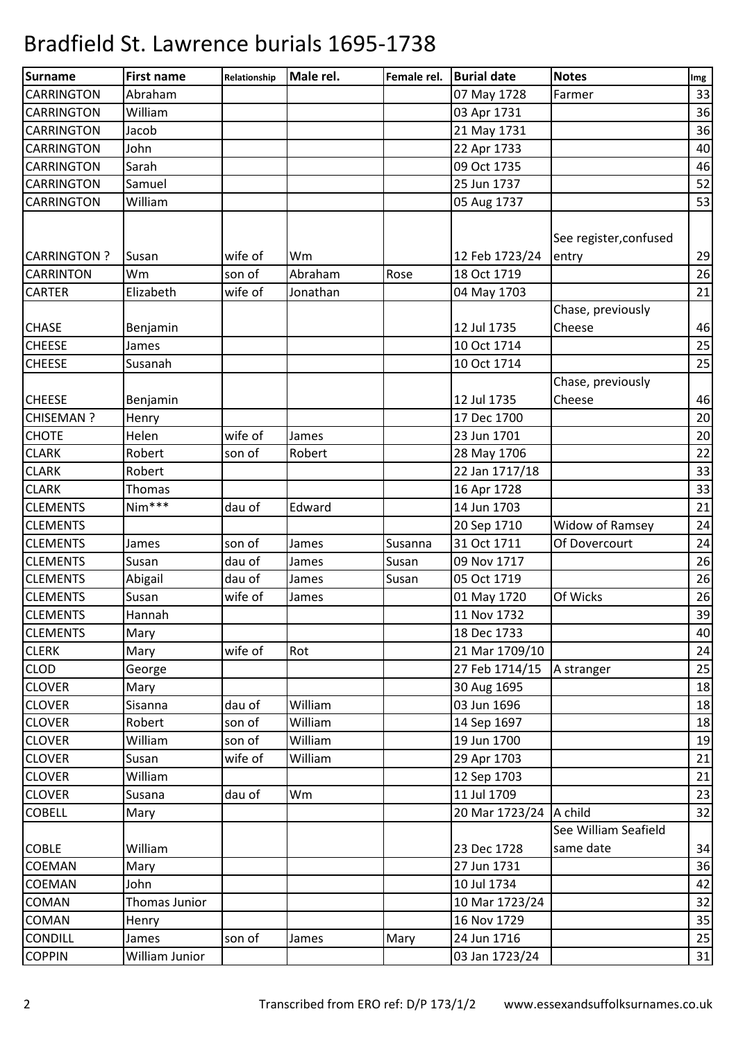# Bradfield St. Lawrence burials 1695-1738

| Surname | First name | Relationship | Male rel. | Female rel. | Burial date | Notes | Img |
|---|---|---|---|---|---|---|---|
| CARRINGTON | Abraham | | | | 07 May 1728 | Farmer | 33 |
| CARRINGTON | William | | | | 03 Apr 1731 | | 36 |
| CARRINGTON | Jacob | | | | 21 May 1731 | | 36 |
| CARRINGTON | John | | | | 22 Apr 1733 | | 40 |
| CARRINGTON | Sarah | | | | 09 Oct 1735 | | 46 |
| CARRINGTON | Samuel | | | | 25 Jun 1737 | | 52 |
| CARRINGTON | William | | | | 05 Aug 1737 | | 53 |
| CARRINGTON ? | Susan | wife of | Wm | | 12 Feb 1723/24 | See register,confused entry | 29 |
| CARRINTON | Wm | son of | Abraham | Rose | 18 Oct 1719 | | 26 |
| CARTER | Elizabeth | wife of | Jonathan | | 04 May 1703 | | 21 |
| CHASE | Benjamin | | | | 12 Jul 1735 | Chase, previously Cheese | 46 |
| CHEESE | James | | | | 10 Oct 1714 | | 25 |
| CHEESE | Susanah | | | | 10 Oct 1714 | | 25 |
| CHEESE | Benjamin | | | | 12 Jul 1735 | Chase, previously Cheese | 46 |
| CHISEMAN ? | Henry | | | | 17 Dec 1700 | | 20 |
| CHOTE | Helen | wife of | James | | 23 Jun 1701 | | 20 |
| CLARK | Robert | son of | Robert | | 28 May 1706 | | 22 |
| CLARK | Robert | | | | 22 Jan 1717/18 | | 33 |
| CLARK | Thomas | | | | 16 Apr 1728 | | 33 |
| CLEMENTS | Nim*** | dau of | Edward | | 14 Jun 1703 | | 21 |
| CLEMENTS | | | | | 20 Sep 1710 | Widow of Ramsey | 24 |
| CLEMENTS | James | son of | James | Susanna | 31 Oct 1711 | Of Dovercourt | 24 |
| CLEMENTS | Susan | dau of | James | Susan | 09 Nov 1717 | | 26 |
| CLEMENTS | Abigail | dau of | James | Susan | 05 Oct 1719 | | 26 |
| CLEMENTS | Susan | wife of | James | | 01 May 1720 | Of Wicks | 26 |
| CLEMENTS | Hannah | | | | 11 Nov 1732 | | 39 |
| CLEMENTS | Mary | | | | 18 Dec 1733 | | 40 |
| CLERK | Mary | wife of | Rot | | 21 Mar 1709/10 | | 24 |
| CLOD | George | | | | 27 Feb 1714/15 | A stranger | 25 |
| CLOVER | Mary | | | | 30 Aug 1695 | | 18 |
| CLOVER | Sisanna | dau of | William | | 03 Jun 1696 | | 18 |
| CLOVER | Robert | son of | William | | 14 Sep 1697 | | 18 |
| CLOVER | William | son of | William | | 19 Jun 1700 | | 19 |
| CLOVER | Susan | wife of | William | | 29 Apr 1703 | | 21 |
| CLOVER | William | | | | 12 Sep 1703 | | 21 |
| CLOVER | Susana | dau of | Wm | | 11 Jul 1709 | | 23 |
| COBELL | Mary | | | | 20 Mar 1723/24 | A child | 32 |
| COBLE | William | | | | 23 Dec 1728 | See William Seafield same date | 34 |
| COEMAN | Mary | | | | 27 Jun 1731 | | 36 |
| COEMAN | John | | | | 10 Jul 1734 | | 42 |
| COMAN | Thomas Junior | | | | 10 Mar 1723/24 | | 32 |
| COMAN | Henry | | | | 16 Nov 1729 | | 35 |
| CONDILL | James | son of | James | Mary | 24 Jun 1716 | | 25 |
| COPPIN | William Junior | | | | 03 Jan 1723/24 | | 31 |

Transcribed from ERO ref: D/P 173/1/2 www.essexandsuffolksurnames.co.uk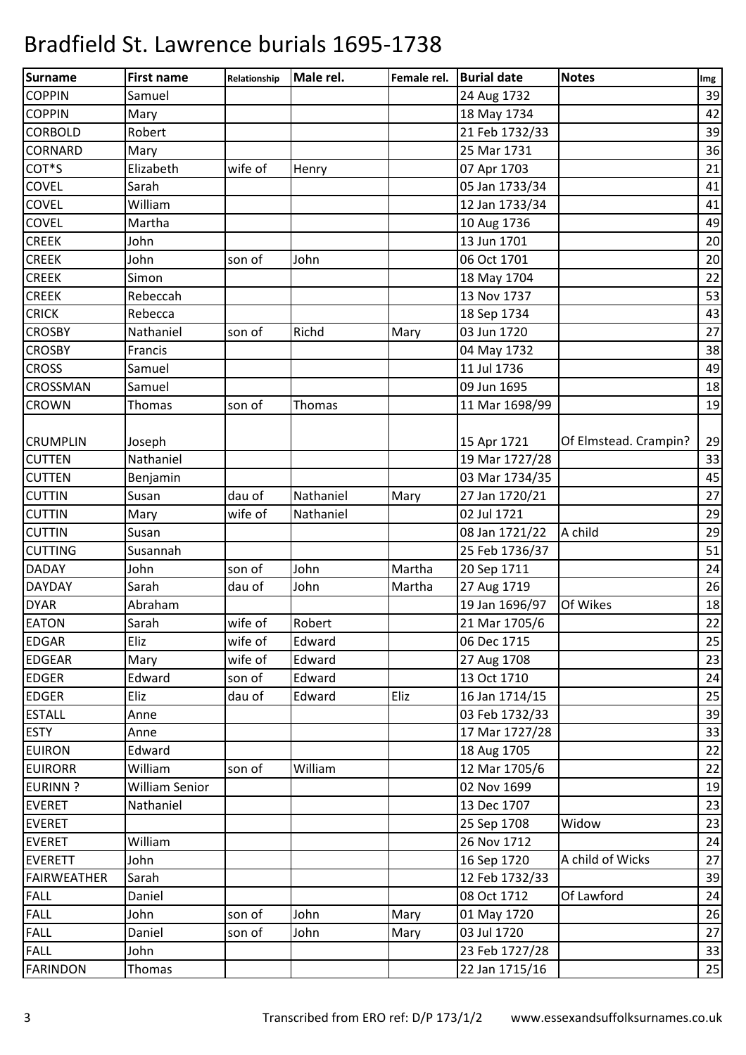# Bradfield St. Lawrence burials 1695-1738

| Surname | First name | Relationship | Male rel. | Female rel. | Burial date | Notes | Img |
|---|---|---|---|---|---|---|---|
| COPPIN | Samuel | | | | 24 Aug 1732 | | 39 |
| COPPIN | Mary | | | | 18 May 1734 | | 42 |
| CORBOLD | Robert | | | | 21 Feb 1732/33 | | 39 |
| CORNARD | Mary | | | | 25 Mar 1731 | | 36 |
| COT*S | Elizabeth | wife of | Henry | | 07 Apr 1703 | | 21 |
| COVEL | Sarah | | | | 05 Jan 1733/34 | | 41 |
| COVEL | William | | | | 12 Jan 1733/34 | | 41 |
| COVEL | Martha | | | | 10 Aug 1736 | | 49 |
| CREEK | John | | | | 13 Jun 1701 | | 20 |
| CREEK | John | son of | John | | 06 Oct 1701 | | 20 |
| CREEK | Simon | | | | 18 May 1704 | | 22 |
| CREEK | Rebeccah | | | | 13 Nov 1737 | | 53 |
| CRICK | Rebecca | | | | 18 Sep 1734 | | 43 |
| CROSBY | Nathaniel | son of | Richd | Mary | 03 Jun 1720 | | 27 |
| CROSBY | Francis | | | | 04 May 1732 | | 38 |
| CROSS | Samuel | | | | 11 Jul 1736 | | 49 |
| CROSSMAN | Samuel | | | | 09 Jun 1695 | | 18 |
| CROWN | Thomas | son of | Thomas | | 11 Mar 1698/99 | | 19 |
| CRUMPLIN | Joseph | | | | 15 Apr 1721 | Of Elmstead. Crampin? | 29 |
| CUTTEN | Nathaniel | | | | 19 Mar 1727/28 | | 33 |
| CUTTEN | Benjamin | | | | 03 Mar 1734/35 | | 45 |
| CUTTIN | Susan | dau of | Nathaniel | Mary | 27 Jan 1720/21 | | 27 |
| CUTTIN | Mary | wife of | Nathaniel | | 02 Jul 1721 | | 29 |
| CUTTIN | Susan | | | | 08 Jan 1721/22 | A child | 29 |
| CUTTING | Susannah | | | | 25 Feb 1736/37 | | 51 |
| DADAY | John | son of | John | Martha | 20 Sep 1711 | | 24 |
| DAYDAY | Sarah | dau of | John | Martha | 27 Aug 1719 | | 26 |
| DYAR | Abraham | | | | 19 Jan 1696/97 | Of Wikes | 18 |
| EATON | Sarah | wife of | Robert | | 21 Mar 1705/6 | | 22 |
| EDGAR | Eliz | wife of | Edward | | 06 Dec 1715 | | 25 |
| EDGEAR | Mary | wife of | Edward | | 27 Aug 1708 | | 23 |
| EDGER | Edward | son of | Edward | | 13 Oct 1710 | | 24 |
| EDGER | Eliz | dau of | Edward | Eliz | 16 Jan 1714/15 | | 25 |
| ESTALL | Anne | | | | 03 Feb 1732/33 | | 39 |
| ESTY | Anne | | | | 17 Mar 1727/28 | | 33 |
| EUIRON | Edward | | | | 18 Aug 1705 | | 22 |
| EUIRORR | William | son of | William | | 12 Mar 1705/6 | | 22 |
| EURINN ? | William Senior | | | | 02 Nov 1699 | | 19 |
| EVERET | Nathaniel | | | | 13 Dec 1707 | | 23 |
| EVERET | | | | | 25 Sep 1708 | Widow | 23 |
| EVERET | William | | | | 26 Nov 1712 | | 24 |
| EVERETT | John | | | | 16 Sep 1720 | A child of Wicks | 27 |
| FAIRWEATHER | Sarah | | | | 12 Feb 1732/33 | | 39 |
| FALL | Daniel | | | | 08 Oct 1712 | Of Lawford | 24 |
| FALL | John | son of | John | Mary | 01 May 1720 | | 26 |
| FALL | Daniel | son of | John | Mary | 03 Jul 1720 | | 27 |
| FALL | John | | | | 23 Feb 1727/28 | | 33 |
| FARINDON | Thomas | | | | 22 Jan 1715/16 | | 25 |

Transcribed from ERO ref: D/P 173/1/2 www.essexandsuffolksurnames.co.uk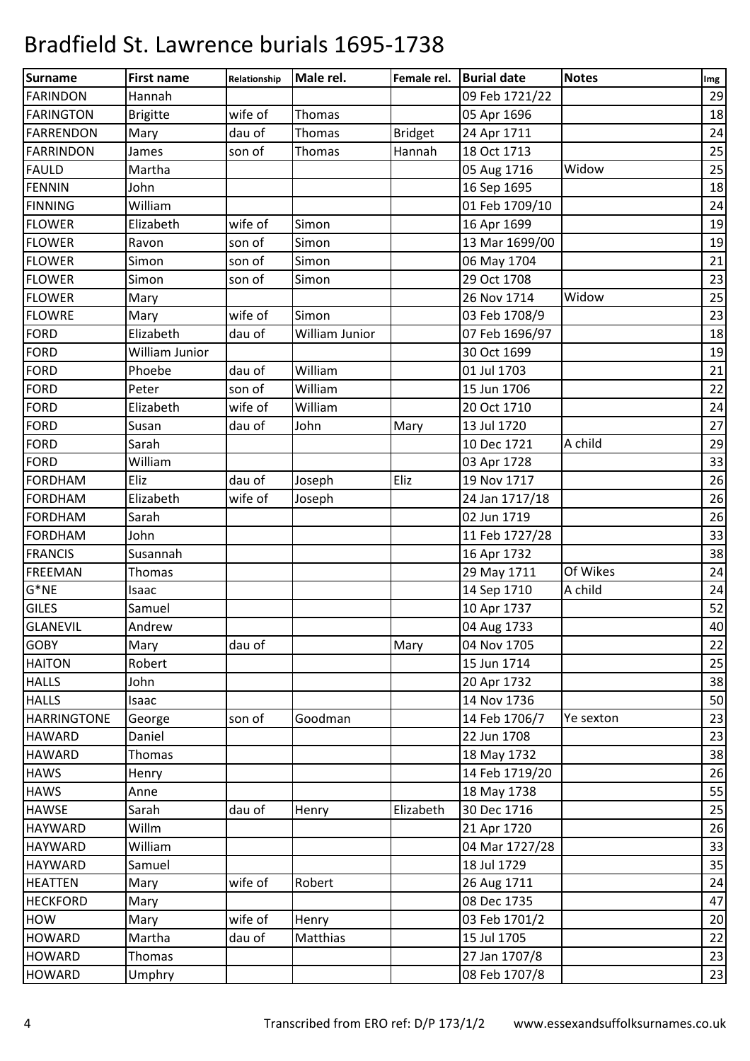# Bradfield St. Lawrence burials 1695-1738

| Surname | First name | Relationship | Male rel. | Female rel. | Burial date | Notes | Img |
|---|---|---|---|---|---|---|---|
| FARINDON | Hannah | | | | 09 Feb 1721/22 | | 29 |
| FARINGTON | Brigitte | wife of | Thomas | | 05 Apr 1696 | | 18 |
| FARRENDON | Mary | dau of | Thomas | Bridget | 24 Apr 1711 | | 24 |
| FARRINDON | James | son of | Thomas | Hannah | 18 Oct 1713 | | 25 |
| FAULD | Martha | | | | 05 Aug 1716 | Widow | 25 |
| FENNIN | John | | | | 16 Sep 1695 | | 18 |
| FINNING | William | | | | 01 Feb 1709/10 | | 24 |
| FLOWER | Elizabeth | wife of | Simon | | 16 Apr 1699 | | 19 |
| FLOWER | Ravon | son of | Simon | | 13 Mar 1699/00 | | 19 |
| FLOWER | Simon | son of | Simon | | 06 May 1704 | | 21 |
| FLOWER | Simon | son of | Simon | | 29 Oct 1708 | | 23 |
| FLOWER | Mary | | | | 26 Nov 1714 | Widow | 25 |
| FLOWRE | Mary | wife of | Simon | | 03 Feb 1708/9 | | 23 |
| FORD | Elizabeth | dau of | William Junior | | 07 Feb 1696/97 | | 18 |
| FORD | William Junior | | | | 30 Oct 1699 | | 19 |
| FORD | Phoebe | dau of | William | | 01 Jul 1703 | | 21 |
| FORD | Peter | son of | William | | 15 Jun 1706 | | 22 |
| FORD | Elizabeth | wife of | William | | 20 Oct 1710 | | 24 |
| FORD | Susan | dau of | John | Mary | 13 Jul 1720 | | 27 |
| FORD | Sarah | | | | 10 Dec 1721 | A child | 29 |
| FORD | William | | | | 03 Apr 1728 | | 33 |
| FORDHAM | Eliz | dau of | Joseph | Eliz | 19 Nov 1717 | | 26 |
| FORDHAM | Elizabeth | wife of | Joseph | | 24 Jan 1717/18 | | 26 |
| FORDHAM | Sarah | | | | 02 Jun 1719 | | 26 |
| FORDHAM | John | | | | 11 Feb 1727/28 | | 33 |
| FRANCIS | Susannah | | | | 16 Apr 1732 | | 38 |
| FREEMAN | Thomas | | | | 29 May 1711 | Of Wikes | 24 |
| G*NE | Isaac | | | | 14 Sep 1710 | A child | 24 |
| GILES | Samuel | | | | 10 Apr 1737 | | 52 |
| GLANEVIL | Andrew | | | | 04 Aug 1733 | | 40 |
| GOBY | Mary | dau of | | Mary | 04 Nov 1705 | | 22 |
| HAITON | Robert | | | | 15 Jun 1714 | | 25 |
| HALLS | John | | | | 20 Apr 1732 | | 38 |
| HALLS | Isaac | | | | 14 Nov 1736 | | 50 |
| HARRINGTONE | George | son of | Goodman | | 14 Feb 1706/7 | Ye sexton | 23 |
| HAWARD | Daniel | | | | 22 Jun 1708 | | 23 |
| HAWARD | Thomas | | | | 18 May 1732 | | 38 |
| HAWS | Henry | | | | 14 Feb 1719/20 | | 26 |
| HAWS | Anne | | | | 18 May 1738 | | 55 |
| HAWSE | Sarah | dau of | Henry | Elizabeth | 30 Dec 1716 | | 25 |
| HAYWARD | Willm | | | | 21 Apr 1720 | | 26 |
| HAYWARD | William | | | | 04 Mar 1727/28 | | 33 |
| HAYWARD | Samuel | | | | 18 Jul 1729 | | 35 |
| HEATTEN | Mary | wife of | Robert | | 26 Aug 1711 | | 24 |
| HECKFORD | Mary | | | | 08 Dec 1735 | | 47 |
| HOW | Mary | wife of | Henry | | 03 Feb 1701/2 | | 20 |
| HOWARD | Martha | dau of | Matthias | | 15 Jul 1705 | | 22 |
| HOWARD | Thomas | | | | 27 Jan 1707/8 | | 23 |
| HOWARD | Umphry | | | | 08 Feb 1707/8 | | 23 |

Transcribed from ERO ref: D/P 173/1/2 www.essexandsuffolksurnames.co.uk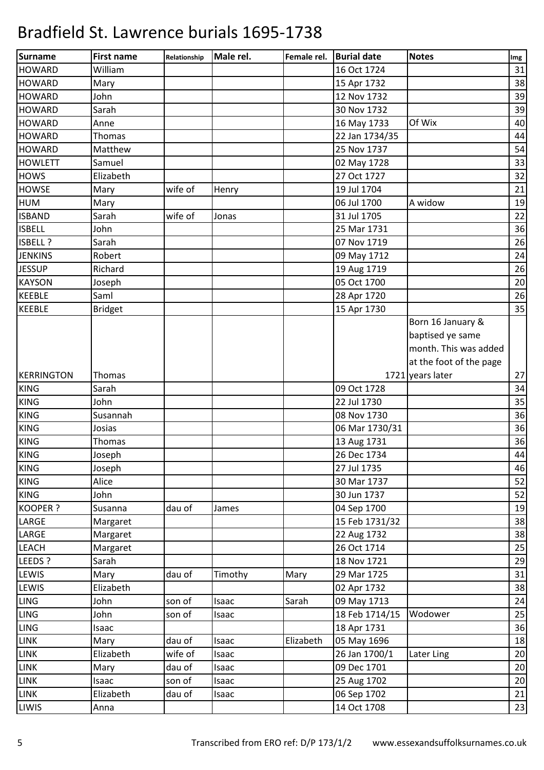# Bradfield St. Lawrence burials 1695-1738

| Surname | First name | Relationship | Male rel. | Female rel. | Burial date | Notes | Img |
|---|---|---|---|---|---|---|---|
| HOWARD | William | | | | 16 Oct 1724 | | 31 |
| HOWARD | Mary | | | | 15 Apr 1732 | | 38 |
| HOWARD | John | | | | 12 Nov 1732 | | 39 |
| HOWARD | Sarah | | | | 30 Nov 1732 | | 39 |
| HOWARD | Anne | | | | 16 May 1733 | Of Wix | 40 |
| HOWARD | Thomas | | | | 22 Jan 1734/35 | | 44 |
| HOWARD | Matthew | | | | 25 Nov 1737 | | 54 |
| HOWLETT | Samuel | | | | 02 May 1728 | | 33 |
| HOWS | Elizabeth | | | | 27 Oct 1727 | | 32 |
| HOWSE | Mary | wife of | Henry | | 19 Jul 1704 | | 21 |
| HUM | Mary | | | | 06 Jul 1700 | A widow | 19 |
| ISBAND | Sarah | wife of | Jonas | | 31 Jul 1705 | | 22 |
| ISBELL | John | | | | 25 Mar 1731 | | 36 |
| ISBELL ? | Sarah | | | | 07 Nov 1719 | | 26 |
| JENKINS | Robert | | | | 09 May 1712 | | 24 |
| JESSUP | Richard | | | | 19 Aug 1719 | | 26 |
| KAYSON | Joseph | | | | 05 Oct 1700 | | 20 |
| KEEBLE | Saml | | | | 28 Apr 1720 | | 26 |
| KEEBLE | Bridget | | | | 15 Apr 1730 | | 35 |
| KERRINGTON | Thomas | | | | 1721 | Born 16 January & baptised ye same month. This was added at the foot of the page years later | 27 |
| KING | Sarah | | | | 09 Oct 1728 | | 34 |
| KING | John | | | | 22 Jul 1730 | | 35 |
| KING | Susannah | | | | 08 Nov 1730 | | 36 |
| KING | Josias | | | | 06 Mar 1730/31 | | 36 |
| KING | Thomas | | | | 13 Aug 1731 | | 36 |
| KING | Joseph | | | | 26 Dec 1734 | | 44 |
| KING | Joseph | | | | 27 Jul 1735 | | 46 |
| KING | Alice | | | | 30 Mar 1737 | | 52 |
| KING | John | | | | 30 Jun 1737 | | 52 |
| KOOPER ? | Susanna | dau of | James | | 04 Sep 1700 | | 19 |
| LARGE | Margaret | | | | 15 Feb 1731/32 | | 38 |
| LARGE | Margaret | | | | 22 Aug 1732 | | 38 |
| LEACH | Margaret | | | | 26 Oct 1714 | | 25 |
| LEEDS ? | Sarah | | | | 18 Nov 1721 | | 29 |
| LEWIS | Mary | dau of | Timothy | Mary | 29 Mar 1725 | | 31 |
| LEWIS | Elizabeth | | | | 02 Apr 1732 | | 38 |
| LING | John | son of | Isaac | Sarah | 09 May 1713 | | 24 |
| LING | John | son of | Isaac | | 18 Feb 1714/15 | Wodower | 25 |
| LING | Isaac | | | | 18 Apr 1731 | | 36 |
| LINK | Mary | dau of | Isaac | Elizabeth | 05 May 1696 | | 18 |
| LINK | Elizabeth | wife of | Isaac | | 26 Jan 1700/1 | Later Ling | 20 |
| LINK | Mary | dau of | Isaac | | 09 Dec 1701 | | 20 |
| LINK | Isaac | son of | Isaac | | 25 Aug 1702 | | 20 |
| LINK | Elizabeth | dau of | Isaac | | 06 Sep 1702 | | 21 |
| LIWIS | Anna | | | | 14 Oct 1708 | | 23 |

Transcribed from ERO ref: D/P 173/1/2 www.essexandsuffolksurnames.co.uk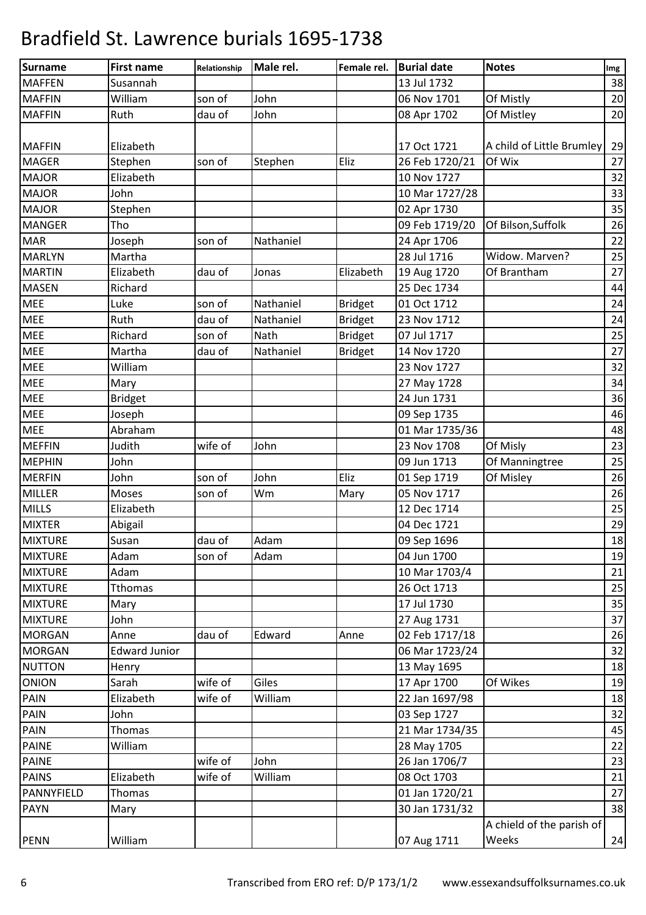# Bradfield St. Lawrence burials 1695-1738

| Surname | First name | Relationship | Male rel. | Female rel. | Burial date | Notes | Img |
|---|---|---|---|---|---|---|---|
| MAFFEN | Susannah | | | | 13 Jul 1732 | | 38 |
| MAFFIN | William | son of | John | | 06 Nov 1701 | Of Mistly | 20 |
| MAFFIN | Ruth | dau of | John | | 08 Apr 1702 | Of Mistley | 20 |
| MAFFIN | Elizabeth | | | | 17 Oct 1721 | A child of Little Brumley | 29 |
| MAGER | Stephen | son of | Stephen | Eliz | 26 Feb 1720/21 | Of Wix | 27 |
| MAJOR | Elizabeth | | | | 10 Nov 1727 | | 32 |
| MAJOR | John | | | | 10 Mar 1727/28 | | 33 |
| MAJOR | Stephen | | | | 02 Apr 1730 | | 35 |
| MANGER | Tho | | | | 09 Feb 1719/20 | Of Bilson,Suffolk | 26 |
| MAR | Joseph | son of | Nathaniel | | 24 Apr 1706 | | 22 |
| MARLYN | Martha | | | | 28 Jul 1716 | Widow. Marven? | 25 |
| MARTIN | Elizabeth | dau of | Jonas | Elizabeth | 19 Aug 1720 | Of Brantham | 27 |
| MASEN | Richard | | | | 25 Dec 1734 | | 44 |
| MEE | Luke | son of | Nathaniel | Bridget | 01 Oct 1712 | | 24 |
| MEE | Ruth | dau of | Nathaniel | Bridget | 23 Nov 1712 | | 24 |
| MEE | Richard | son of | Nath | Bridget | 07 Jul 1717 | | 25 |
| MEE | Martha | dau of | Nathaniel | Bridget | 14 Nov 1720 | | 27 |
| MEE | William | | | | 23 Nov 1727 | | 32 |
| MEE | Mary | | | | 27 May 1728 | | 34 |
| MEE | Bridget | | | | 24 Jun 1731 | | 36 |
| MEE | Joseph | | | | 09 Sep 1735 | | 46 |
| MEE | Abraham | | | | 01 Mar 1735/36 | | 48 |
| MEFFIN | Judith | wife of | John | | 23 Nov 1708 | Of Misly | 23 |
| MEPHIN | John | | | | 09 Jun 1713 | Of Manningtree | 25 |
| MERFIN | John | son of | John | Eliz | 01 Sep 1719 | Of Misley | 26 |
| MILLER | Moses | son of | Wm | Mary | 05 Nov 1717 | | 26 |
| MILLS | Elizabeth | | | | 12 Dec 1714 | | 25 |
| MIXTER | Abigail | | | | 04 Dec 1721 | | 29 |
| MIXTURE | Susan | dau of | Adam | | 09 Sep 1696 | | 18 |
| MIXTURE | Adam | son of | Adam | | 04 Jun 1700 | | 19 |
| MIXTURE | Adam | | | | 10 Mar 1703/4 | | 21 |
| MIXTURE | Tthomas | | | | 26 Oct 1713 | | 25 |
| MIXTURE | Mary | | | | 17 Jul 1730 | | 35 |
| MIXTURE | John | | | | 27 Aug 1731 | | 37 |
| MORGAN | Anne | dau of | Edward | Anne | 02 Feb 1717/18 | | 26 |
| MORGAN | Edward Junior | | | | 06 Mar 1723/24 | | 32 |
| NUTTON | Henry | | | | 13 May 1695 | | 18 |
| ONION | Sarah | wife of | Giles | | 17 Apr 1700 | Of Wikes | 19 |
| PAIN | Elizabeth | wife of | William | | 22 Jan 1697/98 | | 18 |
| PAIN | John | | | | 03 Sep 1727 | | 32 |
| PAIN | Thomas | | | | 21 Mar 1734/35 | | 45 |
| PAINE | William | | | | 28 May 1705 | | 22 |
| PAINE | | wife of | John | | 26 Jan 1706/7 | | 23 |
| PAINS | Elizabeth | wife of | William | | 08 Oct 1703 | | 21 |
| PANNYFIELD | Thomas | | | | 01 Jan 1720/21 | | 27 |
| PAYN | Mary | | | | 30 Jan 1731/32 | | 38 |
| PENN | William | | | | 07 Aug 1711 | A chield of the parish of Weeks | 24 |

Transcribed from ERO ref: D/P 173/1/2 www.essexandsuffolksurnames.co.uk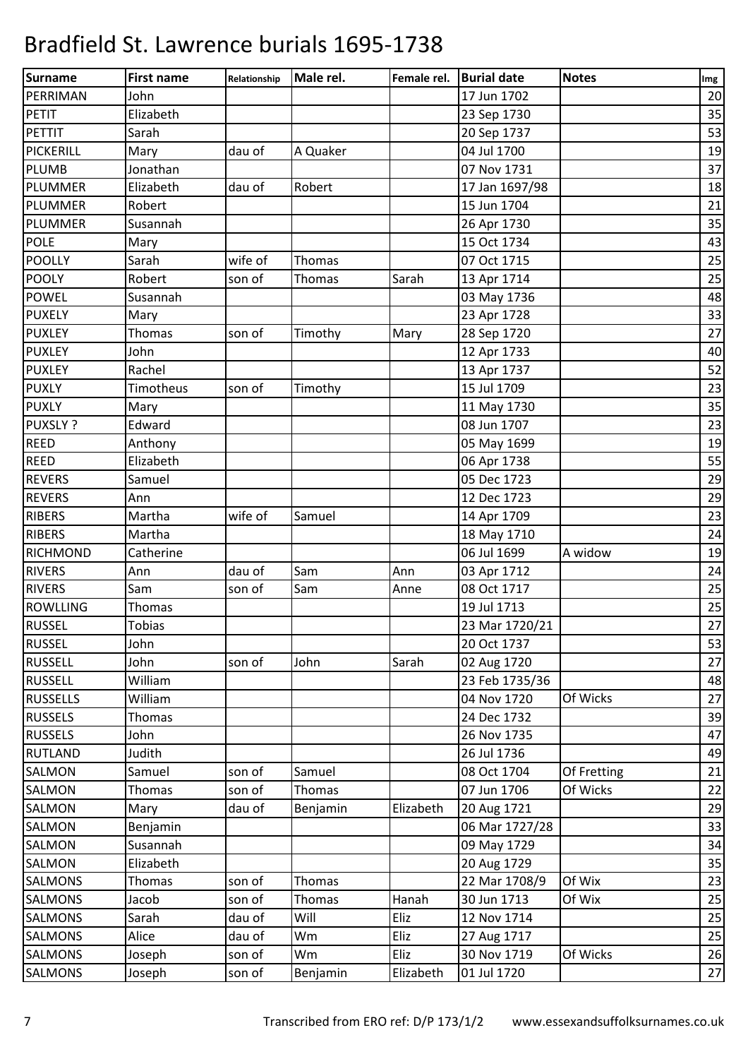# Bradfield St. Lawrence burials 1695-1738

| Surname | First name | Relationship | Male rel. | Female rel. | Burial date | Notes | Img |
|---|---|---|---|---|---|---|---|
| PERRIMAN | John | | | | 17 Jun 1702 | | 20 |
| PETIT | Elizabeth | | | | 23 Sep 1730 | | 35 |
| PETTIT | Sarah | | | | 20 Sep 1737 | | 53 |
| PICKERILL | Mary | dau of | A Quaker | | 04 Jul 1700 | | 19 |
| PLUMB | Jonathan | | | | 07 Nov 1731 | | 37 |
| PLUMMER | Elizabeth | dau of | Robert | | 17 Jan 1697/98 | | 18 |
| PLUMMER | Robert | | | | 15 Jun 1704 | | 21 |
| PLUMMER | Susannah | | | | 26 Apr 1730 | | 35 |
| POLE | Mary | | | | 15 Oct 1734 | | 43 |
| POOLLY | Sarah | wife of | Thomas | | 07 Oct 1715 | | 25 |
| POOLY | Robert | son of | Thomas | Sarah | 13 Apr 1714 | | 25 |
| POWEL | Susannah | | | | 03 May 1736 | | 48 |
| PUXELY | Mary | | | | 23 Apr 1728 | | 33 |
| PUXLEY | Thomas | son of | Timothy | Mary | 28 Sep 1720 | | 27 |
| PUXLEY | John | | | | 12 Apr 1733 | | 40 |
| PUXLEY | Rachel | | | | 13 Apr 1737 | | 52 |
| PUXLY | Timotheus | son of | Timothy | | 15 Jul 1709 | | 23 |
| PUXLY | Mary | | | | 11 May 1730 | | 35 |
| PUXSLY ? | Edward | | | | 08 Jun 1707 | | 23 |
| REED | Anthony | | | | 05 May 1699 | | 19 |
| REED | Elizabeth | | | | 06 Apr 1738 | | 55 |
| REVERS | Samuel | | | | 05 Dec 1723 | | 29 |
| REVERS | Ann | | | | 12 Dec 1723 | | 29 |
| RIBERS | Martha | wife of | Samuel | | 14 Apr 1709 | | 23 |
| RIBERS | Martha | | | | 18 May 1710 | | 24 |
| RICHMOND | Catherine | | | | 06 Jul 1699 | A widow | 19 |
| RIVERS | Ann | dau of | Sam | Ann | 03 Apr 1712 | | 24 |
| RIVERS | Sam | son of | Sam | Anne | 08 Oct 1717 | | 25 |
| ROWLLING | Thomas | | | | 19 Jul 1713 | | 25 |
| RUSSEL | Tobias | | | | 23 Mar 1720/21 | | 27 |
| RUSSEL | John | | | | 20 Oct 1737 | | 53 |
| RUSSELL | John | son of | John | Sarah | 02 Aug 1720 | | 27 |
| RUSSELL | William | | | | 23 Feb 1735/36 | | 48 |
| RUSSELLS | William | | | | 04 Nov 1720 | Of Wicks | 27 |
| RUSSELS | Thomas | | | | 24 Dec 1732 | | 39 |
| RUSSELS | John | | | | 26 Nov 1735 | | 47 |
| RUTLAND | Judith | | | | 26 Jul 1736 | | 49 |
| SALMON | Samuel | son of | Samuel | | 08 Oct 1704 | Of Fretting | 21 |
| SALMON | Thomas | son of | Thomas | | 07 Jun 1706 | Of Wicks | 22 |
| SALMON | Mary | dau of | Benjamin | Elizabeth | 20 Aug 1721 | | 29 |
| SALMON | Benjamin | | | | 06 Mar 1727/28 | | 33 |
| SALMON | Susannah | | | | 09 May 1729 | | 34 |
| SALMON | Elizabeth | | | | 20 Aug 1729 | | 35 |
| SALMONS | Thomas | son of | Thomas | | 22 Mar 1708/9 | Of Wix | 23 |
| SALMONS | Jacob | son of | Thomas | Hanah | 30 Jun 1713 | Of Wix | 25 |
| SALMONS | Sarah | dau of | Will | Eliz | 12 Nov 1714 | | 25 |
| SALMONS | Alice | dau of | Wm | Eliz | 27 Aug 1717 | | 25 |
| SALMONS | Joseph | son of | Wm | Eliz | 30 Nov 1719 | Of Wicks | 26 |
| SALMONS | Joseph | son of | Benjamin | Elizabeth | 01 Jul 1720 | | 27 |

Transcribed from ERO ref: D/P 173/1/2 www.essexandsuffolksurnames.co.uk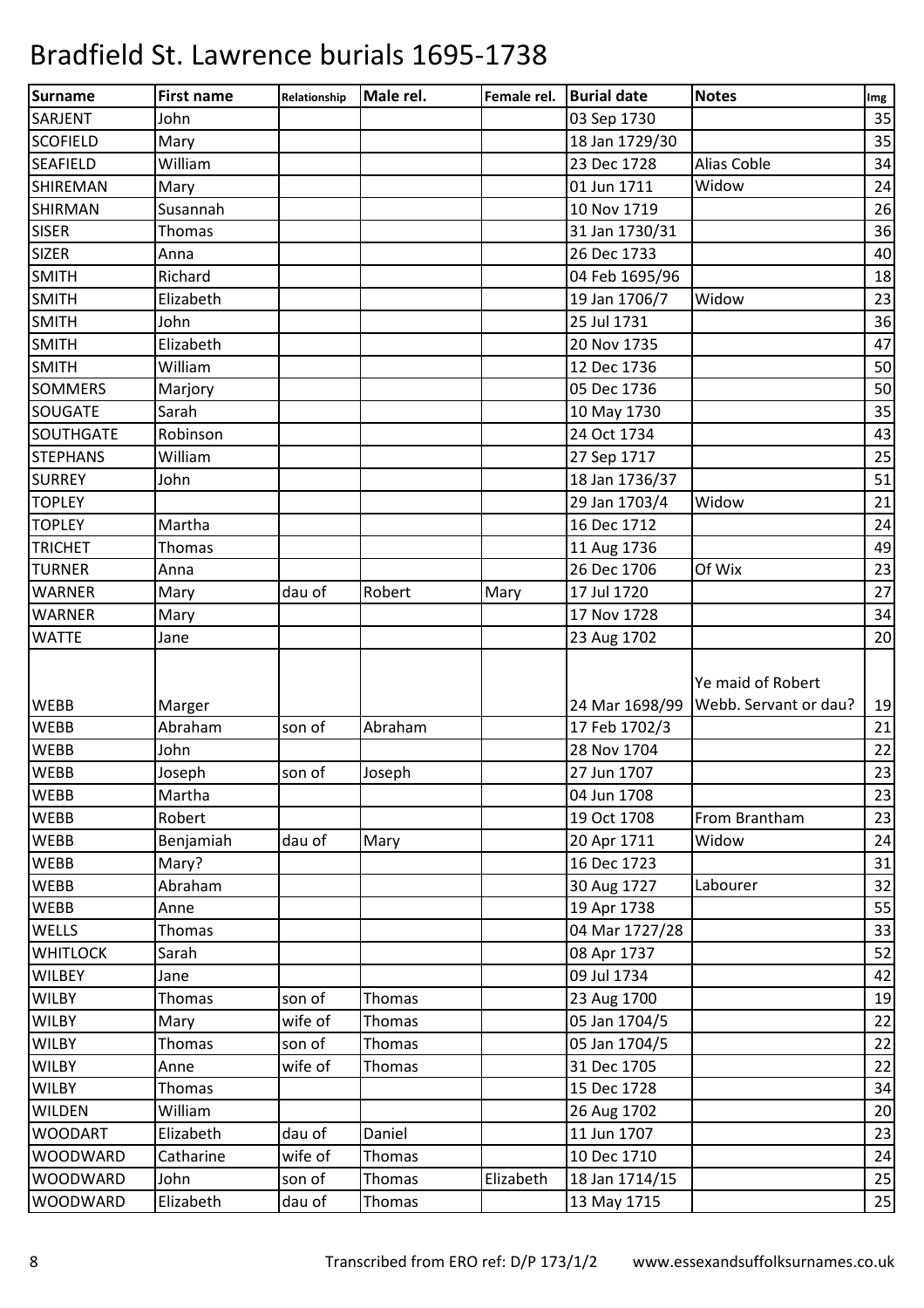# Bradfield St. Lawrence burials 1695-1738

| Surname | First name | Relationship | Male rel. | Female rel. | Burial date | Notes | Img |
|---|---|---|---|---|---|---|---|
| SARJENT | John | | | | 03 Sep 1730 | | 35 |
| SCOFIELD | Mary | | | | 18 Jan 1729/30 | | 35 |
| SEAFIELD | William | | | | 23 Dec 1728 | Alias Coble | 34 |
| SHIREMAN | Mary | | | | 01 Jun 1711 | Widow | 24 |
| SHIRMAN | Susannah | | | | 10 Nov 1719 | | 26 |
| SISER | Thomas | | | | 31 Jan 1730/31 | | 36 |
| SIZER | Anna | | | | 26 Dec 1733 | | 40 |
| SMITH | Richard | | | | 04 Feb 1695/96 | | 18 |
| SMITH | Elizabeth | | | | 19 Jan 1706/7 | Widow | 23 |
| SMITH | John | | | | 25 Jul 1731 | | 36 |
| SMITH | Elizabeth | | | | 20 Nov 1735 | | 47 |
| SMITH | William | | | | 12 Dec 1736 | | 50 |
| SOMMERS | Marjory | | | | 05 Dec 1736 | | 50 |
| SOUGATE | Sarah | | | | 10 May 1730 | | 35 |
| SOUTHGATE | Robinson | | | | 24 Oct 1734 | | 43 |
| STEPHANS | William | | | | 27 Sep 1717 | | 25 |
| SURREY | John | | | | 18 Jan 1736/37 | | 51 |
| TOPLEY | | | | | 29 Jan 1703/4 | Widow | 21 |
| TOPLEY | Martha | | | | 16 Dec 1712 | | 24 |
| TRICHET | Thomas | | | | 11 Aug 1736 | | 49 |
| TURNER | Anna | | | | 26 Dec 1706 | Of Wix | 23 |
| WARNER | Mary | dau of | Robert | Mary | 17 Jul 1720 | | 27 |
| WARNER | Mary | | | | 17 Nov 1728 | | 34 |
| WATTE | Jane | | | | 23 Aug 1702 | | 20 |
| WEBB | Marger | | | | 24 Mar 1698/99 | Ye maid of Robert Webb. Servant or dau? | 19 |
| WEBB | Abraham | son of | Abraham | | 17 Feb 1702/3 | | 21 |
| WEBB | John | | | | 28 Nov 1704 | | 22 |
| WEBB | Joseph | son of | Joseph | | 27 Jun 1707 | | 23 |
| WEBB | Martha | | | | 04 Jun 1708 | | 23 |
| WEBB | Robert | | | | 19 Oct 1708 | From Brantham | 23 |
| WEBB | Benjamiah | dau of | Mary | | 20 Apr 1711 | Widow | 24 |
| WEBB | Mary? | | | | 16 Dec 1723 | | 31 |
| WEBB | Abraham | | | | 30 Aug 1727 | Labourer | 32 |
| WEBB | Anne | | | | 19 Apr 1738 | | 55 |
| WELLS | Thomas | | | | 04 Mar 1727/28 | | 33 |
| WHITLOCK | Sarah | | | | 08 Apr 1737 | | 52 |
| WILBEY | Jane | | | | 09 Jul 1734 | | 42 |
| WILBY | Thomas | son of | Thomas | | 23 Aug 1700 | | 19 |
| WILBY | Mary | wife of | Thomas | | 05 Jan 1704/5 | | 22 |
| WILBY | Thomas | son of | Thomas | | 05 Jan 1704/5 | | 22 |
| WILBY | Anne | wife of | Thomas | | 31 Dec 1705 | | 22 |
| WILBY | Thomas | | | | 15 Dec 1728 | | 34 |
| WILDEN | William | | | | 26 Aug 1702 | | 20 |
| WOODART | Elizabeth | dau of | Daniel | | 11 Jun 1707 | | 23 |
| WOODWARD | Catharine | wife of | Thomas | | 10 Dec 1710 | | 24 |
| WOODWARD | John | son of | Thomas | Elizabeth | 18 Jan 1714/15 | | 25 |
| WOODWARD | Elizabeth | dau of | Thomas | | 13 May 1715 | | 25 |

Transcribed from ERO ref: D/P 173/1/2 www.essexandsuffolksurnames.co.uk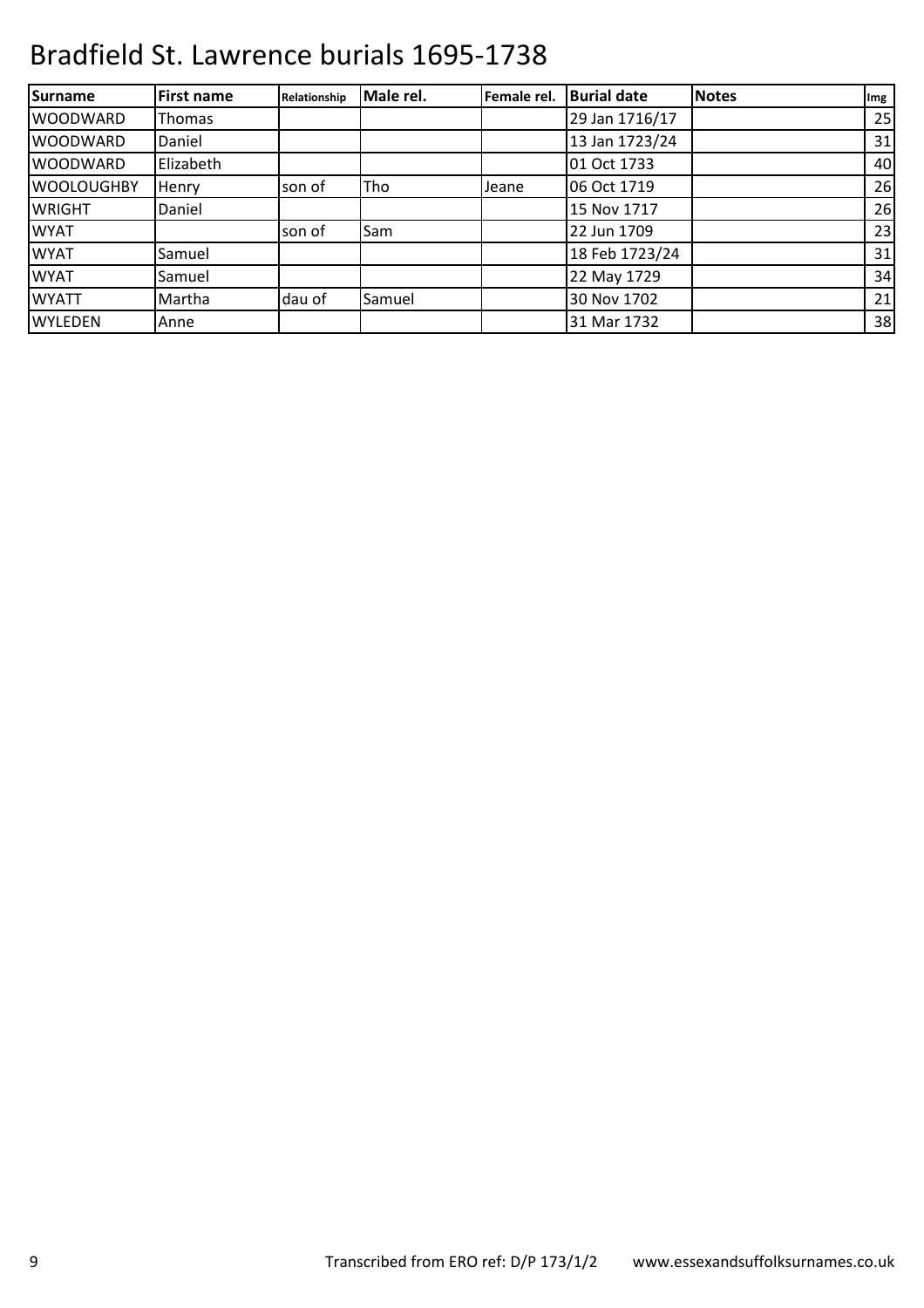# Bradfield St. Lawrence burials 1695-1738

| Surname | First name | Relationship | Male rel. | Female rel. | Burial date | Notes | Img |
|---|---|---|---|---|---|---|---|
| WOODWARD | Thomas | | | | 29 Jan 1716/17 | | 25 |
| WOODWARD | Daniel | | | | 13 Jan 1723/24 | | 31 |
| WOODWARD | Elizabeth | | | | 01 Oct 1733 | | 40 |
| WOOLOUGHBY | Henry | son of | Tho | Jeane | 06 Oct 1719 | | 26 |
| WRIGHT | Daniel | | | | 15 Nov 1717 | | 26 |
| WYAT | | son of | Sam | | 22 Jun 1709 | | 23 |
| WYAT | Samuel | | | | 18 Feb 1723/24 | | 31 |
| WYAT | Samuel | | | | 22 May 1729 | | 34 |
| WYATT | Martha | dau of | Samuel | | 30 Nov 1702 | | 21 |
| WYLEDEN | Anne | | | | 31 Mar 1732 | | 38 |

Transcribed from ERO ref: D/P 173/1/2 www.essexandsuffolksurnames.co.uk